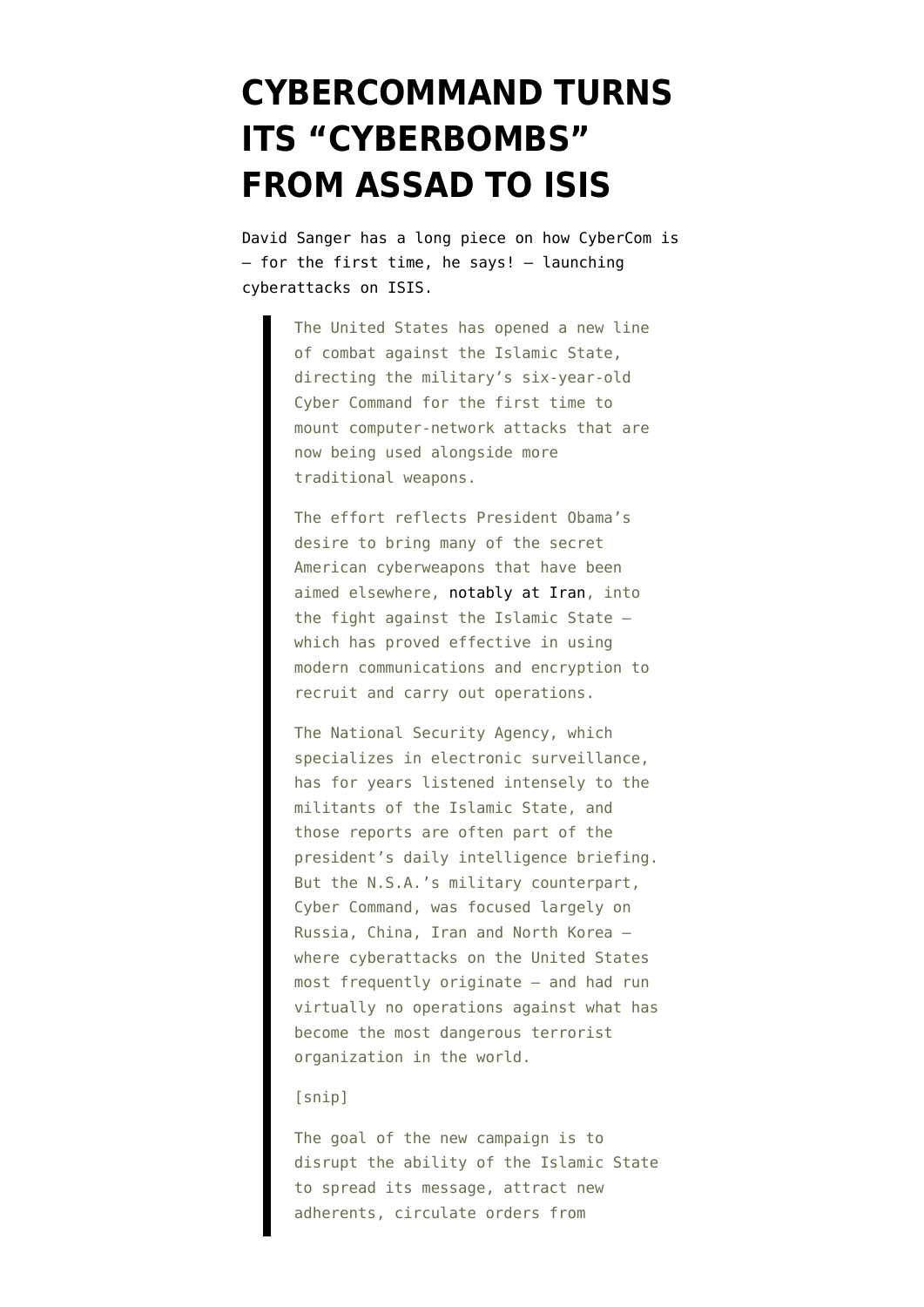# CYBERCOMMAND TURNS ITS "CYBERBOMBS" FROM ASSAD TO ISIS

David Sanger has a long piece on how CyberCom is — for the first time, he says! — launching cyberattacks on ISIS.

> The United States has opened a new line of combat against the Islamic State, directing the military's six-year-old Cyber Command for the first time to mount computer-network attacks that are now being used alongside more traditional weapons.
>
> The effort reflects President Obama's desire to bring many of the secret American cyberweapons that have been aimed elsewhere, notably at Iran, into the fight against the Islamic State — which has proved effective in using modern communications and encryption to recruit and carry out operations.
>
> The National Security Agency, which specializes in electronic surveillance, has for years listened intensely to the militants of the Islamic State, and those reports are often part of the president's daily intelligence briefing. But the N.S.A.'s military counterpart, Cyber Command, was focused largely on Russia, China, Iran and North Korea — where cyberattacks on the United States most frequently originate — and had run virtually no operations against what has become the most dangerous terrorist organization in the world.
>
> [snip]
>
> The goal of the new campaign is to disrupt the ability of the Islamic State to spread its message, attract new adherents, circulate orders from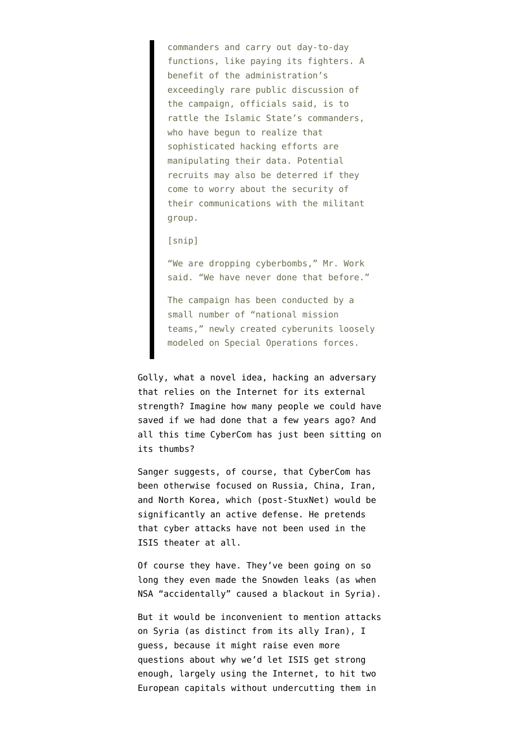> commanders and carry out day-to-day functions, like paying its fighters. A benefit of the administration's exceedingly rare public discussion of the campaign, officials said, is to rattle the Islamic State's commanders, who have begun to realize that sophisticated hacking efforts are manipulating their data. Potential recruits may also be deterred if they come to worry about the security of their communications with the militant group.
>
> [snip]
>
> "We are dropping cyberbombs," Mr. Work said. "We have never done that before."
>
> The campaign has been conducted by a small number of "national mission teams," newly created cyberunits loosely modeled on Special Operations forces.

Golly, what a novel idea, hacking an adversary that relies on the Internet for its external strength? Imagine how many people we could have saved if we had done that a few years ago? And all this time CyberCom has just been sitting on its thumbs?

Sanger suggests, of course, that CyberCom has been otherwise focused on Russia, China, Iran, and North Korea, which (post-StuxNet) would be significantly an active defense. He pretends that cyber attacks have not been used in the ISIS theater at all.

Of course they have. They've been going on so long they even made the Snowden leaks (as when NSA "accidentally" caused a blackout in Syria).

But it would be inconvenient to mention attacks on Syria (as distinct from its ally Iran), I guess, because it might raise even more questions about why we'd let ISIS get strong enough, largely using the Internet, to hit two European capitals without undercutting them in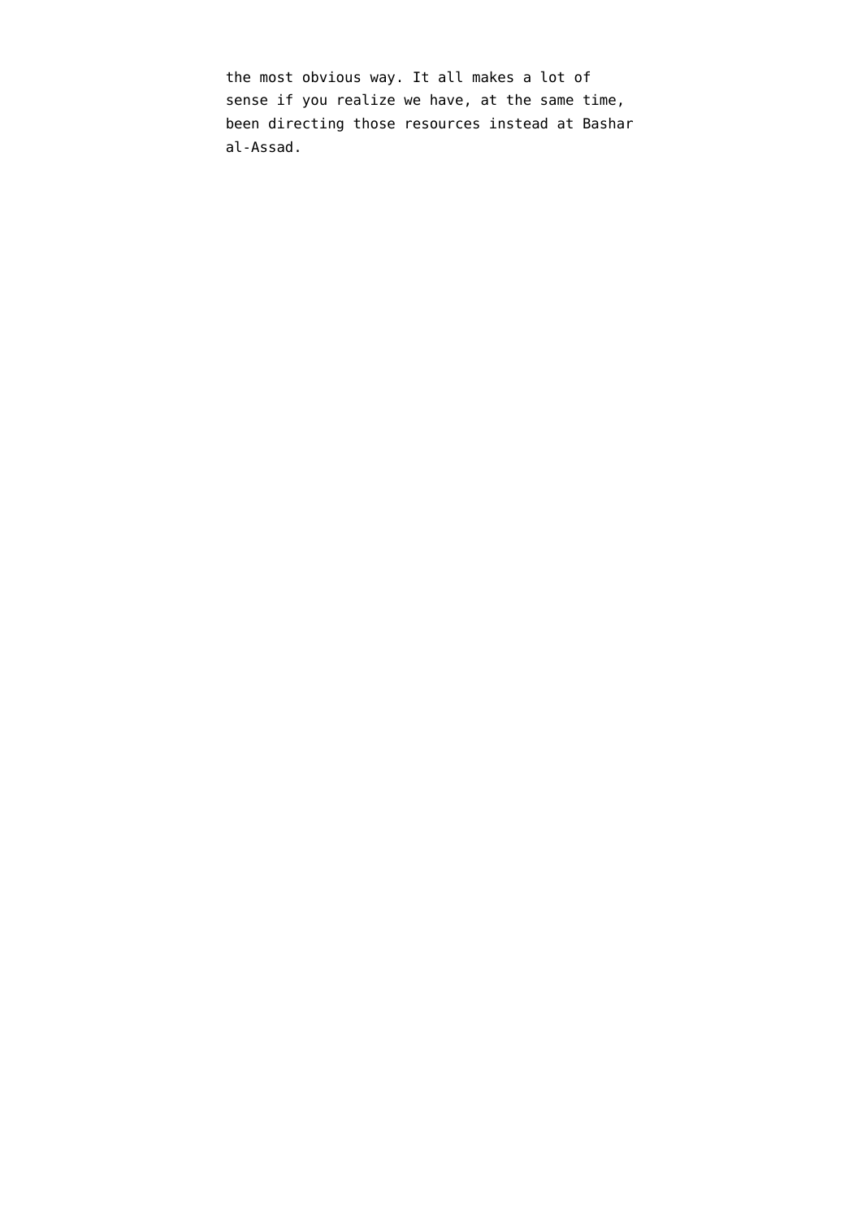the most obvious way. It all makes a lot of sense if you realize we have, at the same time, been directing those resources instead at Bashar al-Assad.